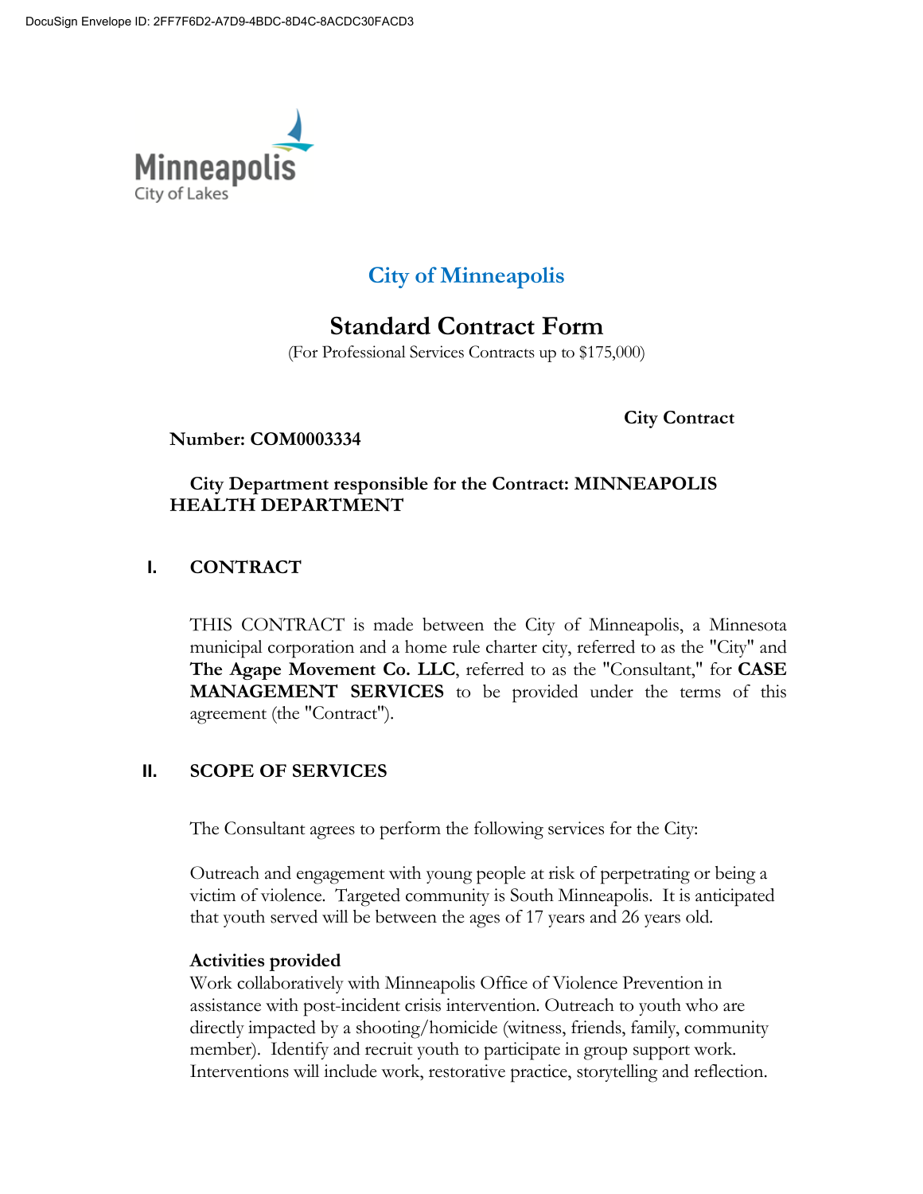DocuSign Envelope ID: 2FF7F6D2-A7D9-4BDC-8D4C-8ACDC30FACD3

Minneapolis
City of Lakes

# City of Minneapolis

## Standard Contract Form

(For Professional Services Contracts up to $175,000)

**City Contract Number: COM0003334**

**City Department responsible for the Contract: MINNEAPOLIS HEALTH DEPARTMENT**

## I. CONTRACT

THIS CONTRACT is made between the City of Minneapolis, a Minnesota municipal corporation and a home rule charter city, referred to as the "City" and **The Agape Movement Co. LLC**, referred to as the "Consultant," for **CASE MANAGEMENT SERVICES** to be provided under the terms of this agreement (the "Contract").

## II. SCOPE OF SERVICES

The Consultant agrees to perform the following services for the City:

Outreach and engagement with young people at risk of perpetrating or being a victim of violence. Targeted community is South Minneapolis. It is anticipated that youth served will be between the ages of 17 years and 26 years old.

**Activities provided**

Work collaboratively with Minneapolis Office of Violence Prevention in assistance with post-incident crisis intervention. Outreach to youth who are directly impacted by a shooting/homicide (witness, friends, family, community member). Identify and recruit youth to participate in group support work. Interventions will include work, restorative practice, storytelling and reflection.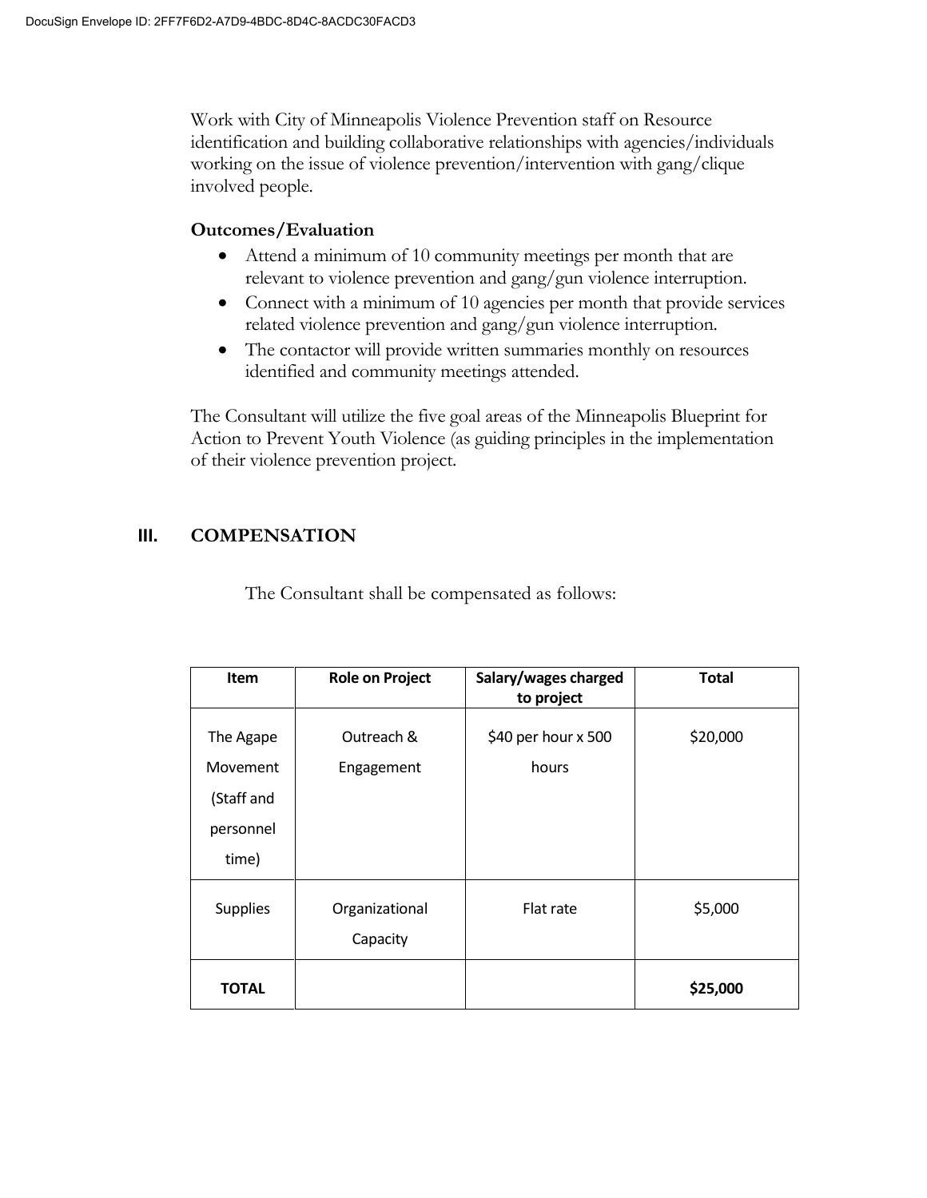Work with City of Minneapolis Violence Prevention staff on Resource identification and building collaborative relationships with agencies/individuals working on the issue of violence prevention/intervention with gang/clique involved people.

**Outcomes/Evaluation**

- Attend a minimum of 10 community meetings per month that are relevant to violence prevention and gang/gun violence interruption.
- Connect with a minimum of 10 agencies per month that provide services related violence prevention and gang/gun violence interruption.
- The contactor will provide written summaries monthly on resources identified and community meetings attended.

The Consultant will utilize the five goal areas of the Minneapolis Blueprint for Action to Prevent Youth Violence (as guiding principles in the implementation of their violence prevention project.

## III. COMPENSATION

The Consultant shall be compensated as follows:

| Item | Role on Project | Salary/wages charged to project | Total |
|---|---|---|---|
| The Agape Movement (Staff and personnel time) | Outreach & Engagement | $40 per hour x 500 hours | $20,000 |
| Supplies | Organizational Capacity | Flat rate | $5,000 |
| **TOTAL** | | | **$25,000** |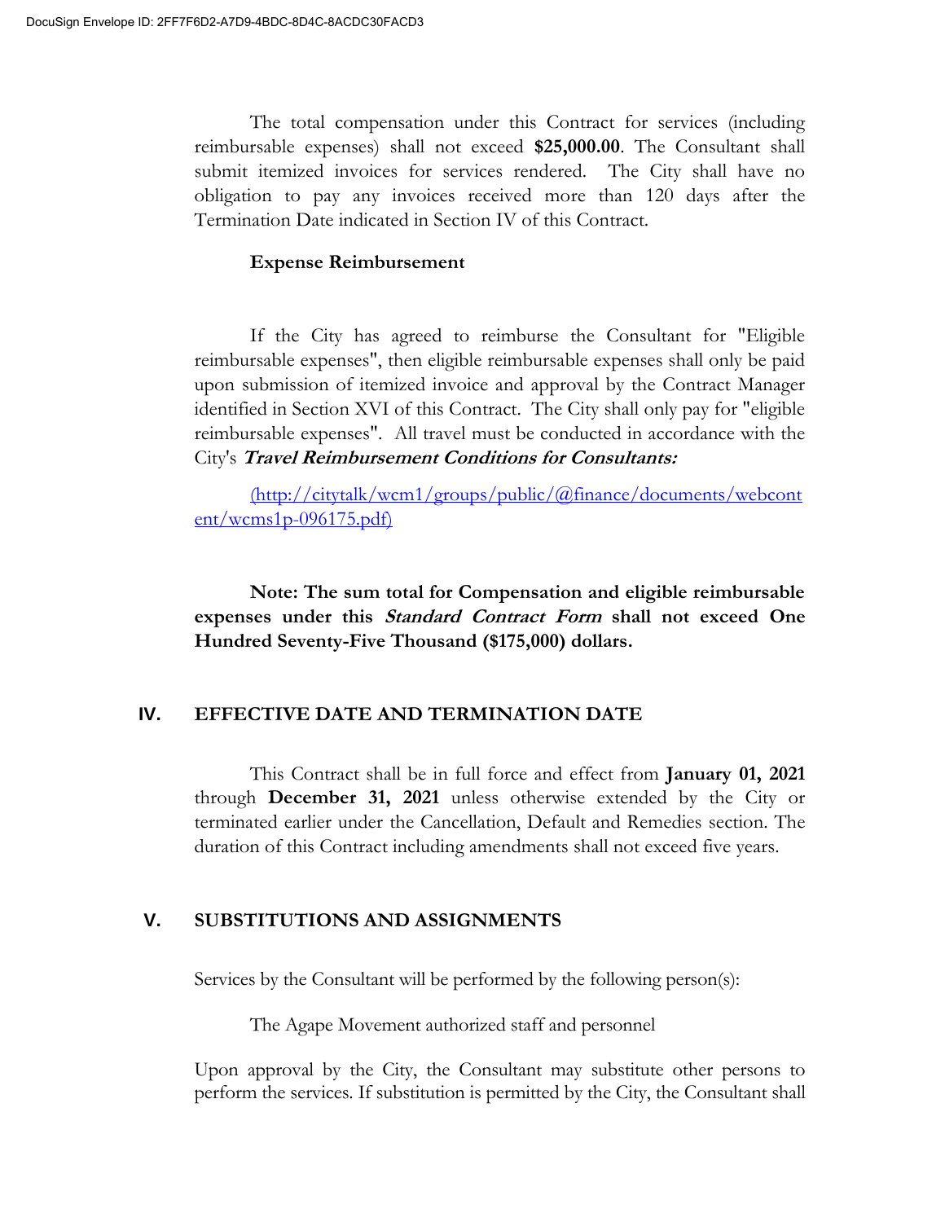The total compensation under this Contract for services (including reimbursable expenses) shall not exceed **$25,000.00**. The Consultant shall submit itemized invoices for services rendered. The City shall have no obligation to pay any invoices received more than 120 days after the Termination Date indicated in Section IV of this Contract.

**Expense Reimbursement**

If the City has agreed to reimburse the Consultant for "Eligible reimbursable expenses", then eligible reimbursable expenses shall only be paid upon submission of itemized invoice and approval by the Contract Manager identified in Section XVI of this Contract. The City shall only pay for "eligible reimbursable expenses". All travel must be conducted in accordance with the City's ***Travel Reimbursement Conditions for Consultants:***

(http://citytalk/wcm1/groups/public/@finance/documents/webcontent/wcms1p-096175.pdf)

**Note: The sum total for Compensation and eligible reimbursable expenses under this *Standard Contract Form* shall not exceed One Hundred Seventy-Five Thousand ($175,000) dollars.**

## IV. EFFECTIVE DATE AND TERMINATION DATE

This Contract shall be in full force and effect from **January 01, 2021** through **December 31, 2021** unless otherwise extended by the City or terminated earlier under the Cancellation, Default and Remedies section. The duration of this Contract including amendments shall not exceed five years.

## V. SUBSTITUTIONS AND ASSIGNMENTS

Services by the Consultant will be performed by the following person(s):

The Agape Movement authorized staff and personnel

Upon approval by the City, the Consultant may substitute other persons to perform the services. If substitution is permitted by the City, the Consultant shall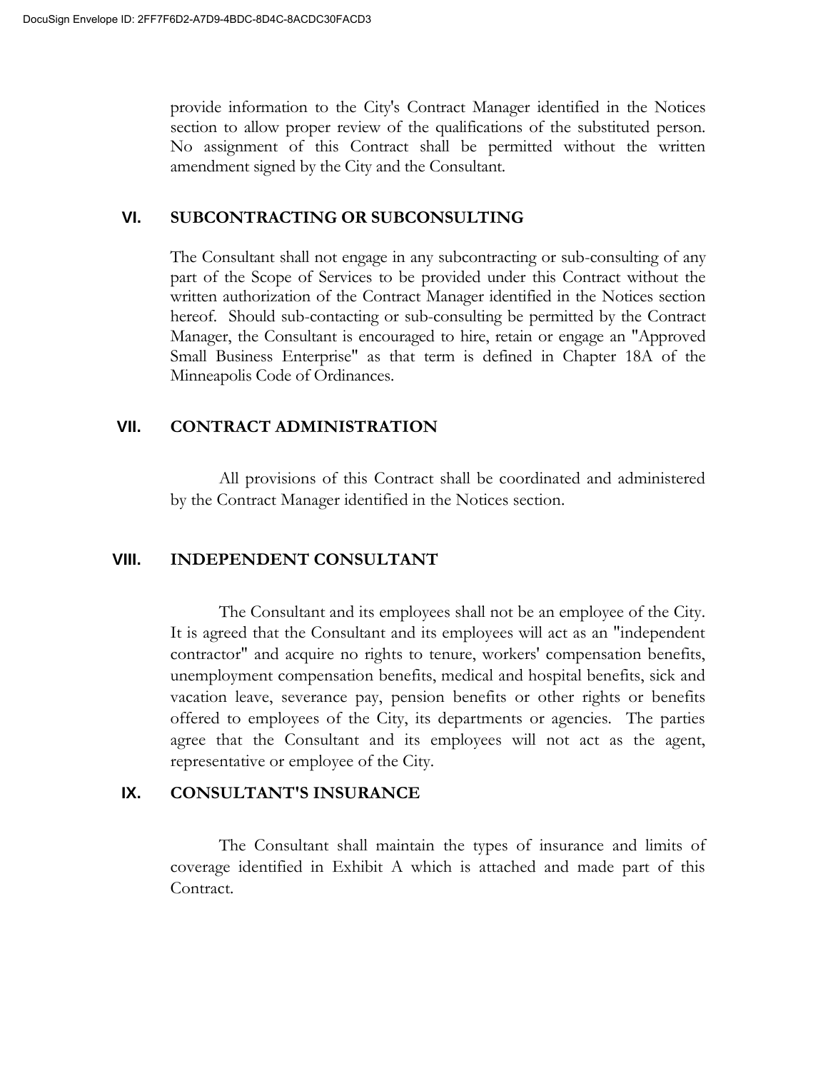provide information to the City's Contract Manager identified in the Notices section to allow proper review of the qualifications of the substituted person. No assignment of this Contract shall be permitted without the written amendment signed by the City and the Consultant.

## VI. SUBCONTRACTING OR SUBCONSULTING

The Consultant shall not engage in any subcontracting or sub-consulting of any part of the Scope of Services to be provided under this Contract without the written authorization of the Contract Manager identified in the Notices section hereof. Should sub-contacting or sub-consulting be permitted by the Contract Manager, the Consultant is encouraged to hire, retain or engage an "Approved Small Business Enterprise" as that term is defined in Chapter 18A of the Minneapolis Code of Ordinances.

## VII. CONTRACT ADMINISTRATION

All provisions of this Contract shall be coordinated and administered by the Contract Manager identified in the Notices section.

## VIII. INDEPENDENT CONSULTANT

The Consultant and its employees shall not be an employee of the City. It is agreed that the Consultant and its employees will act as an "independent contractor" and acquire no rights to tenure, workers' compensation benefits, unemployment compensation benefits, medical and hospital benefits, sick and vacation leave, severance pay, pension benefits or other rights or benefits offered to employees of the City, its departments or agencies. The parties agree that the Consultant and its employees will not act as the agent, representative or employee of the City.

## IX. CONSULTANT'S INSURANCE

The Consultant shall maintain the types of insurance and limits of coverage identified in Exhibit A which is attached and made part of this Contract.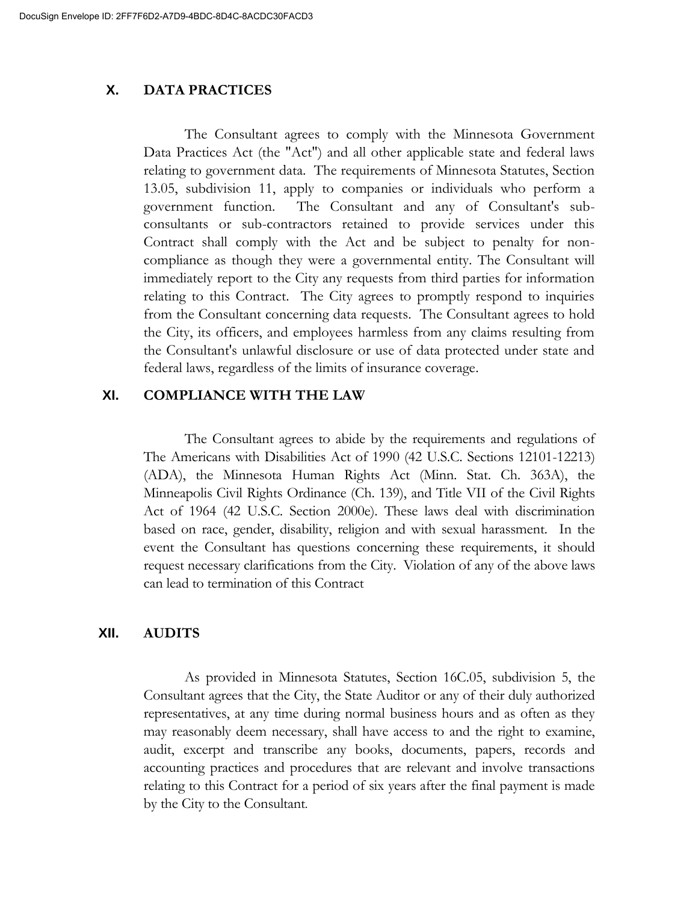## X. DATA PRACTICES

The Consultant agrees to comply with the Minnesota Government Data Practices Act (the "Act") and all other applicable state and federal laws relating to government data. The requirements of Minnesota Statutes, Section 13.05, subdivision 11, apply to companies or individuals who perform a government function. The Consultant and any of Consultant's sub-consultants or sub-contractors retained to provide services under this Contract shall comply with the Act and be subject to penalty for non-compliance as though they were a governmental entity. The Consultant will immediately report to the City any requests from third parties for information relating to this Contract. The City agrees to promptly respond to inquiries from the Consultant concerning data requests. The Consultant agrees to hold the City, its officers, and employees harmless from any claims resulting from the Consultant's unlawful disclosure or use of data protected under state and federal laws, regardless of the limits of insurance coverage.

## XI. COMPLIANCE WITH THE LAW

The Consultant agrees to abide by the requirements and regulations of The Americans with Disabilities Act of 1990 (42 U.S.C. Sections 12101-12213) (ADA), the Minnesota Human Rights Act (Minn. Stat. Ch. 363A), the Minneapolis Civil Rights Ordinance (Ch. 139), and Title VII of the Civil Rights Act of 1964 (42 U.S.C. Section 2000e). These laws deal with discrimination based on race, gender, disability, religion and with sexual harassment. In the event the Consultant has questions concerning these requirements, it should request necessary clarifications from the City. Violation of any of the above laws can lead to termination of this Contract

## XII. AUDITS

As provided in Minnesota Statutes, Section 16C.05, subdivision 5, the Consultant agrees that the City, the State Auditor or any of their duly authorized representatives, at any time during normal business hours and as often as they may reasonably deem necessary, shall have access to and the right to examine, audit, excerpt and transcribe any books, documents, papers, records and accounting practices and procedures that are relevant and involve transactions relating to this Contract for a period of six years after the final payment is made by the City to the Consultant.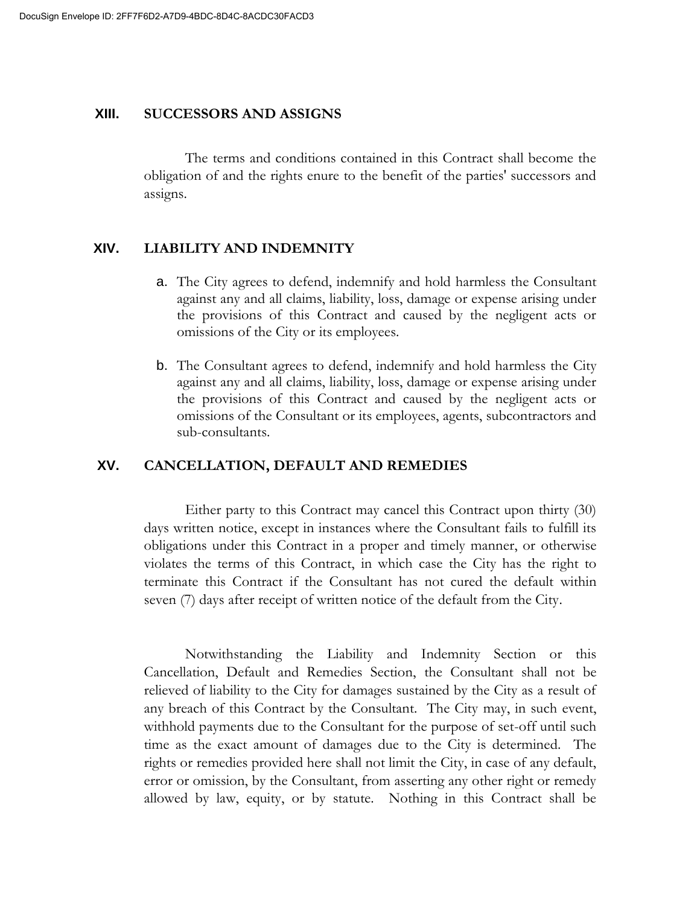## XIII. SUCCESSORS AND ASSIGNS

The terms and conditions contained in this Contract shall become the obligation of and the rights enure to the benefit of the parties' successors and assigns.

## XIV. LIABILITY AND INDEMNITY

a. The City agrees to defend, indemnify and hold harmless the Consultant against any and all claims, liability, loss, damage or expense arising under the provisions of this Contract and caused by the negligent acts or omissions of the City or its employees.

b. The Consultant agrees to defend, indemnify and hold harmless the City against any and all claims, liability, loss, damage or expense arising under the provisions of this Contract and caused by the negligent acts or omissions of the Consultant or its employees, agents, subcontractors and sub-consultants.

## XV. CANCELLATION, DEFAULT AND REMEDIES

Either party to this Contract may cancel this Contract upon thirty (30) days written notice, except in instances where the Consultant fails to fulfill its obligations under this Contract in a proper and timely manner, or otherwise violates the terms of this Contract, in which case the City has the right to terminate this Contract if the Consultant has not cured the default within seven (7) days after receipt of written notice of the default from the City.

Notwithstanding the Liability and Indemnity Section or this Cancellation, Default and Remedies Section, the Consultant shall not be relieved of liability to the City for damages sustained by the City as a result of any breach of this Contract by the Consultant. The City may, in such event, withhold payments due to the Consultant for the purpose of set-off until such time as the exact amount of damages due to the City is determined. The rights or remedies provided here shall not limit the City, in case of any default, error or omission, by the Consultant, from asserting any other right or remedy allowed by law, equity, or by statute. Nothing in this Contract shall be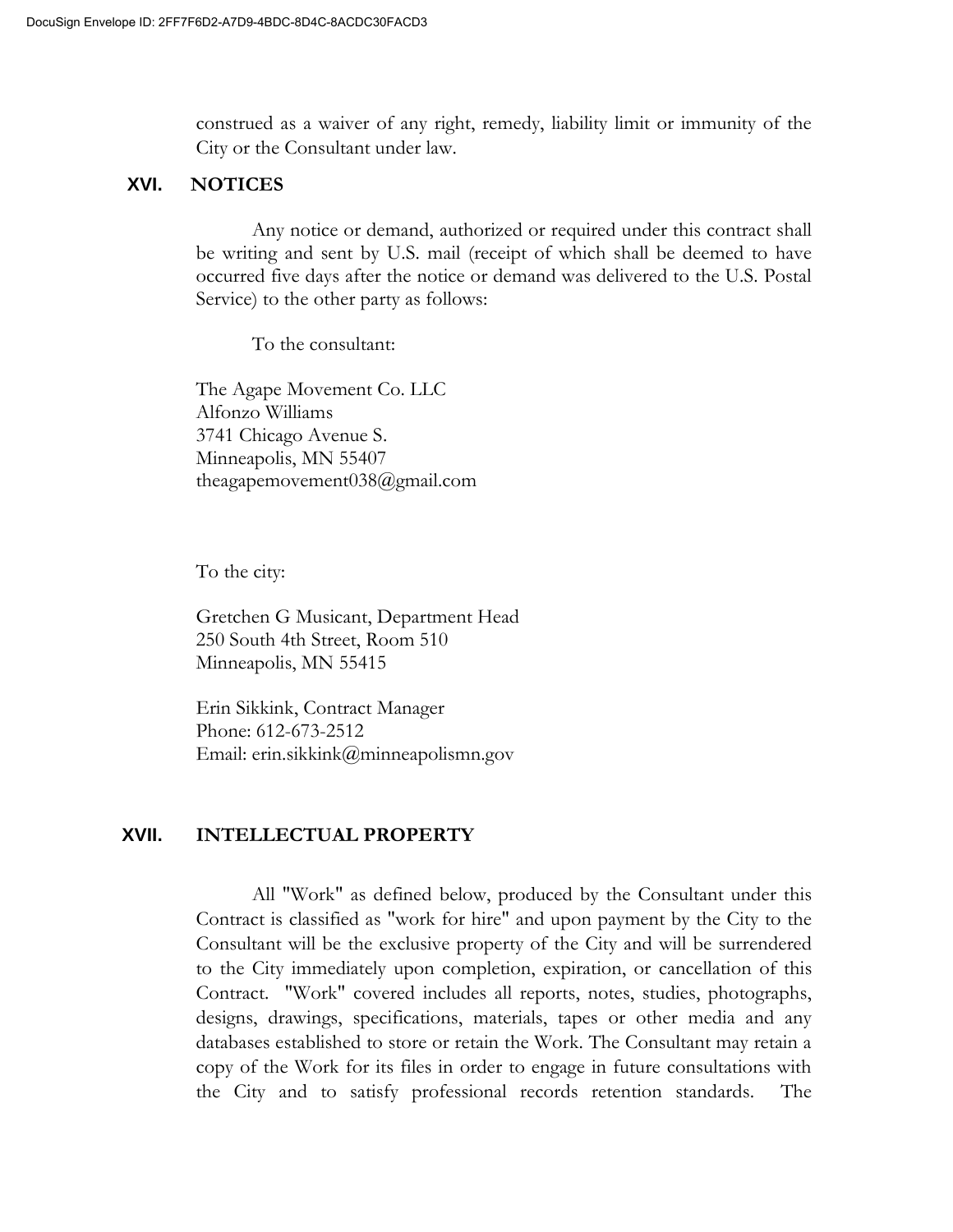construed as a waiver of any right, remedy, liability limit or immunity of the City or the Consultant under law.

## XVI. NOTICES

Any notice or demand, authorized or required under this contract shall be writing and sent by U.S. mail (receipt of which shall be deemed to have occurred five days after the notice or demand was delivered to the U.S. Postal Service) to the other party as follows:

To the consultant:

The Agape Movement Co. LLC
Alfonzo Williams
3741 Chicago Avenue S.
Minneapolis, MN 55407
theagapemovement038@gmail.com

To the city:

Gretchen G Musicant, Department Head
250 South 4th Street, Room 510
Minneapolis, MN 55415

Erin Sikkink, Contract Manager
Phone: 612-673-2512
Email: erin.sikkink@minneapolismn.gov

## XVII. INTELLECTUAL PROPERTY

All "Work" as defined below, produced by the Consultant under this Contract is classified as "work for hire" and upon payment by the City to the Consultant will be the exclusive property of the City and will be surrendered to the City immediately upon completion, expiration, or cancellation of this Contract. "Work" covered includes all reports, notes, studies, photographs, designs, drawings, specifications, materials, tapes or other media and any databases established to store or retain the Work. The Consultant may retain a copy of the Work for its files in order to engage in future consultations with the City and to satisfy professional records retention standards. The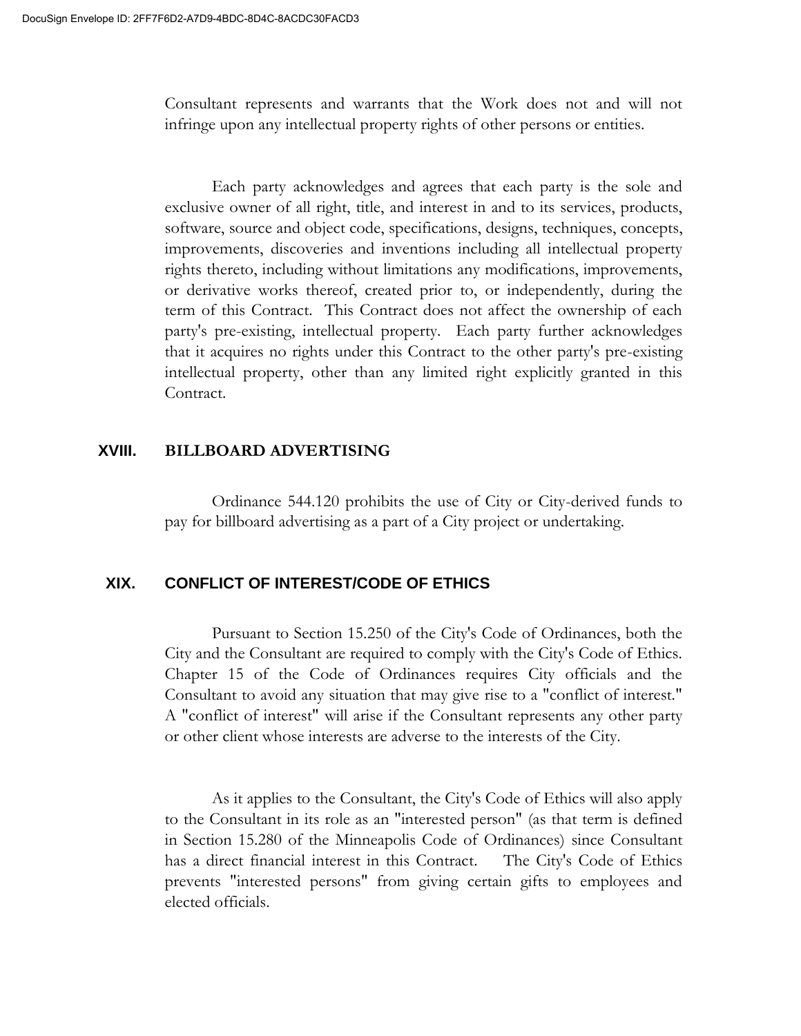Consultant represents and warrants that the Work does not and will not infringe upon any intellectual property rights of other persons or entities.

Each party acknowledges and agrees that each party is the sole and exclusive owner of all right, title, and interest in and to its services, products, software, source and object code, specifications, designs, techniques, concepts, improvements, discoveries and inventions including all intellectual property rights thereto, including without limitations any modifications, improvements, or derivative works thereof, created prior to, or independently, during the term of this Contract. This Contract does not affect the ownership of each party's pre-existing, intellectual property. Each party further acknowledges that it acquires no rights under this Contract to the other party's pre-existing intellectual property, other than any limited right explicitly granted in this Contract.

## XVIII. BILLBOARD ADVERTISING

Ordinance 544.120 prohibits the use of City or City-derived funds to pay for billboard advertising as a part of a City project or undertaking.

## XIX. CONFLICT OF INTEREST/CODE OF ETHICS

Pursuant to Section 15.250 of the City's Code of Ordinances, both the City and the Consultant are required to comply with the City's Code of Ethics. Chapter 15 of the Code of Ordinances requires City officials and the Consultant to avoid any situation that may give rise to a "conflict of interest." A "conflict of interest" will arise if the Consultant represents any other party or other client whose interests are adverse to the interests of the City.

As it applies to the Consultant, the City's Code of Ethics will also apply to the Consultant in its role as an "interested person" (as that term is defined in Section 15.280 of the Minneapolis Code of Ordinances) since Consultant has a direct financial interest in this Contract. The City's Code of Ethics prevents "interested persons" from giving certain gifts to employees and elected officials.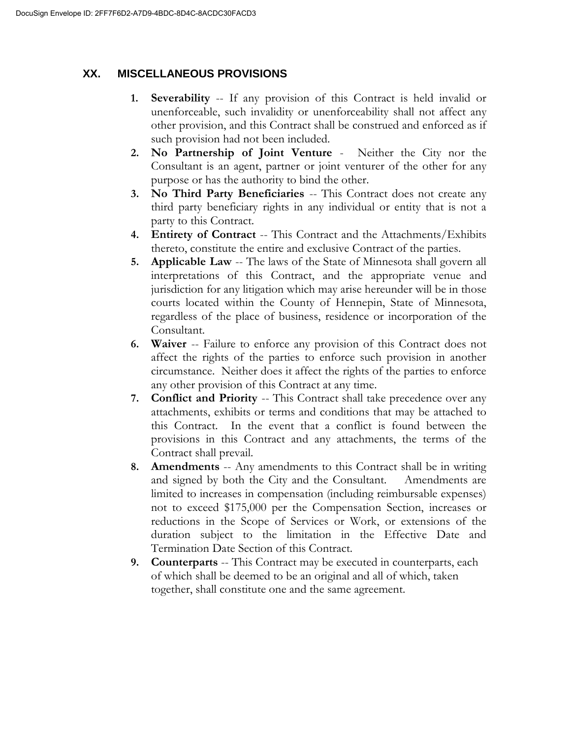## XX. MISCELLANEOUS PROVISIONS

1. **Severability** -- If any provision of this Contract is held invalid or unenforceable, such invalidity or unenforceability shall not affect any other provision, and this Contract shall be construed and enforced as if such provision had not been included.
2. **No Partnership of Joint Venture** - Neither the City nor the Consultant is an agent, partner or joint venturer of the other for any purpose or has the authority to bind the other.
3. **No Third Party Beneficiaries** -- This Contract does not create any third party beneficiary rights in any individual or entity that is not a party to this Contract.
4. **Entirety of Contract** -- This Contract and the Attachments/Exhibits thereto, constitute the entire and exclusive Contract of the parties.
5. **Applicable Law** -- The laws of the State of Minnesota shall govern all interpretations of this Contract, and the appropriate venue and jurisdiction for any litigation which may arise hereunder will be in those courts located within the County of Hennepin, State of Minnesota, regardless of the place of business, residence or incorporation of the Consultant.
6. **Waiver** -- Failure to enforce any provision of this Contract does not affect the rights of the parties to enforce such provision in another circumstance. Neither does it affect the rights of the parties to enforce any other provision of this Contract at any time.
7. **Conflict and Priority** -- This Contract shall take precedence over any attachments, exhibits or terms and conditions that may be attached to this Contract. In the event that a conflict is found between the provisions in this Contract and any attachments, the terms of the Contract shall prevail.
8. **Amendments** -- Any amendments to this Contract shall be in writing and signed by both the City and the Consultant. Amendments are limited to increases in compensation (including reimbursable expenses) not to exceed $175,000 per the Compensation Section, increases or reductions in the Scope of Services or Work, or extensions of the duration subject to the limitation in the Effective Date and Termination Date Section of this Contract.
9. **Counterparts** -- This Contract may be executed in counterparts, each of which shall be deemed to be an original and all of which, taken together, shall constitute one and the same agreement.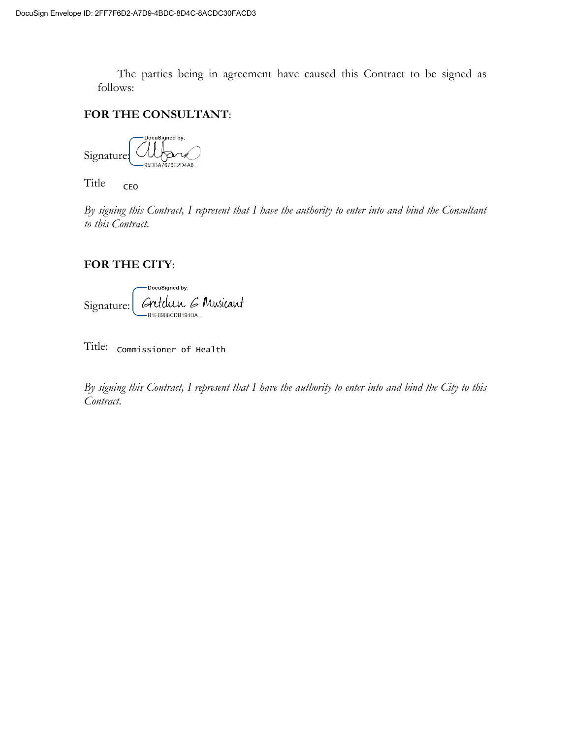The parties being in agreement have caused this Contract to be signed as follows:

**FOR THE CONSULTANT**:

Signature: DocuSigned by: 95DBA7676E2D4A8...

Title CEO

*By signing this Contract, I represent that I have the authority to enter into and bind the Consultant to this Contract.*

**FOR THE CITY**:

Signature: DocuSigned by: Gretchen G Musicant B1E8988CDB194DA...

Title: Commissioner of Health

*By signing this Contract, I represent that I have the authority to enter into and bind the City to this Contract.*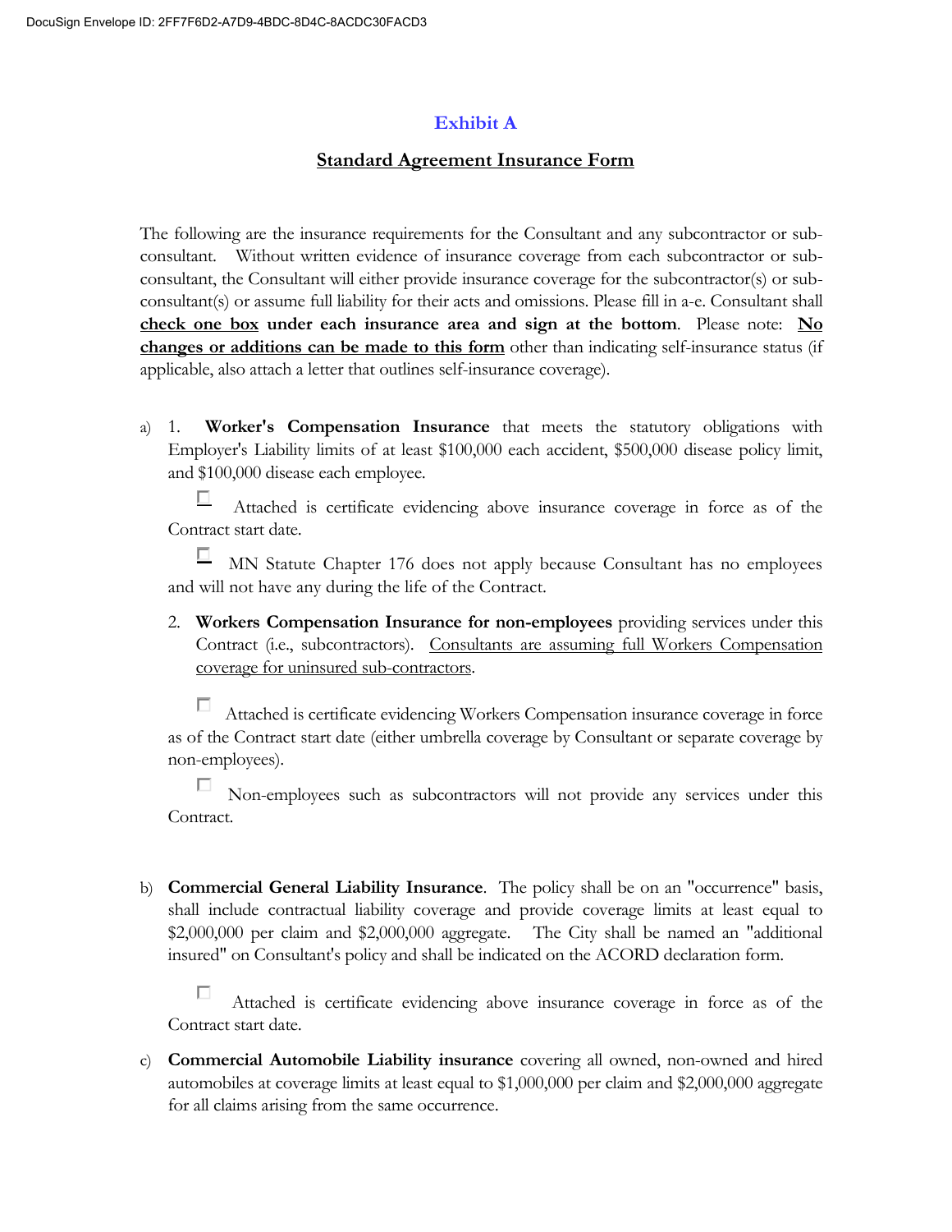## Exhibit A

### Standard Agreement Insurance Form

The following are the insurance requirements for the Consultant and any subcontractor or sub-consultant. Without written evidence of insurance coverage from each subcontractor or sub-consultant, the Consultant will either provide insurance coverage for the subcontractor(s) or sub-consultant(s) or assume full liability for their acts and omissions. Please fill in a-e. Consultant shall **check one box under each insurance area and sign at the bottom**. Please note: **No changes or additions can be made to this form** other than indicating self-insurance status (if applicable, also attach a letter that outlines self-insurance coverage).

a) 1. **Worker's Compensation Insurance** that meets the statutory obligations with Employer's Liability limits of at least $100,000 each accident, $500,000 disease policy limit, and $100,000 disease each employee.

☐ Attached is certificate evidencing above insurance coverage in force as of the Contract start date.

☐ MN Statute Chapter 176 does not apply because Consultant has no employees and will not have any during the life of the Contract.

2. **Workers Compensation Insurance for non-employees** providing services under this Contract (i.e., subcontractors). Consultants are assuming full Workers Compensation coverage for uninsured sub-contractors.

☐ Attached is certificate evidencing Workers Compensation insurance coverage in force as of the Contract start date (either umbrella coverage by Consultant or separate coverage by non-employees).

☐ Non-employees such as subcontractors will not provide any services under this Contract.

b) **Commercial General Liability Insurance**. The policy shall be on an "occurrence" basis, shall include contractual liability coverage and provide coverage limits at least equal to $2,000,000 per claim and $2,000,000 aggregate. The City shall be named an "additional insured" on Consultant's policy and shall be indicated on the ACORD declaration form.

☐ Attached is certificate evidencing above insurance coverage in force as of the Contract start date.

c) **Commercial Automobile Liability insurance** covering all owned, non-owned and hired automobiles at coverage limits at least equal to $1,000,000 per claim and $2,000,000 aggregate for all claims arising from the same occurrence.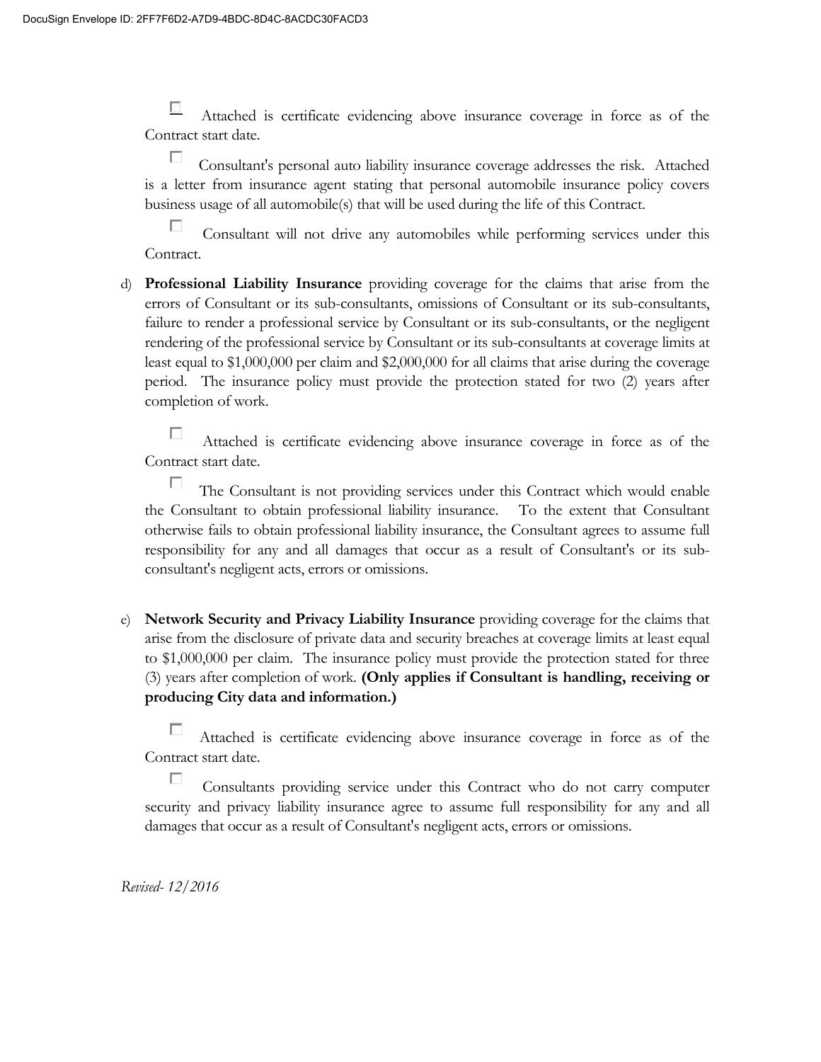☐ Attached is certificate evidencing above insurance coverage in force as of the Contract start date.

☐ Consultant's personal auto liability insurance coverage addresses the risk. Attached is a letter from insurance agent stating that personal automobile insurance policy covers business usage of all automobile(s) that will be used during the life of this Contract.

☐ Consultant will not drive any automobiles while performing services under this Contract.

d) **Professional Liability Insurance** providing coverage for the claims that arise from the errors of Consultant or its sub-consultants, omissions of Consultant or its sub-consultants, failure to render a professional service by Consultant or its sub-consultants, or the negligent rendering of the professional service by Consultant or its sub-consultants at coverage limits at least equal to $1,000,000 per claim and $2,000,000 for all claims that arise during the coverage period. The insurance policy must provide the protection stated for two (2) years after completion of work.

☐ Attached is certificate evidencing above insurance coverage in force as of the Contract start date.

☐ The Consultant is not providing services under this Contract which would enable the Consultant to obtain professional liability insurance. To the extent that Consultant otherwise fails to obtain professional liability insurance, the Consultant agrees to assume full responsibility for any and all damages that occur as a result of Consultant's or its sub-consultant's negligent acts, errors or omissions.

e) **Network Security and Privacy Liability Insurance** providing coverage for the claims that arise from the disclosure of private data and security breaches at coverage limits at least equal to $1,000,000 per claim. The insurance policy must provide the protection stated for three (3) years after completion of work. **(Only applies if Consultant is handling, receiving or producing City data and information.)**

☐ Attached is certificate evidencing above insurance coverage in force as of the Contract start date.

☐ Consultants providing service under this Contract who do not carry computer security and privacy liability insurance agree to assume full responsibility for any and all damages that occur as a result of Consultant's negligent acts, errors or omissions.

*Revised- 12/2016*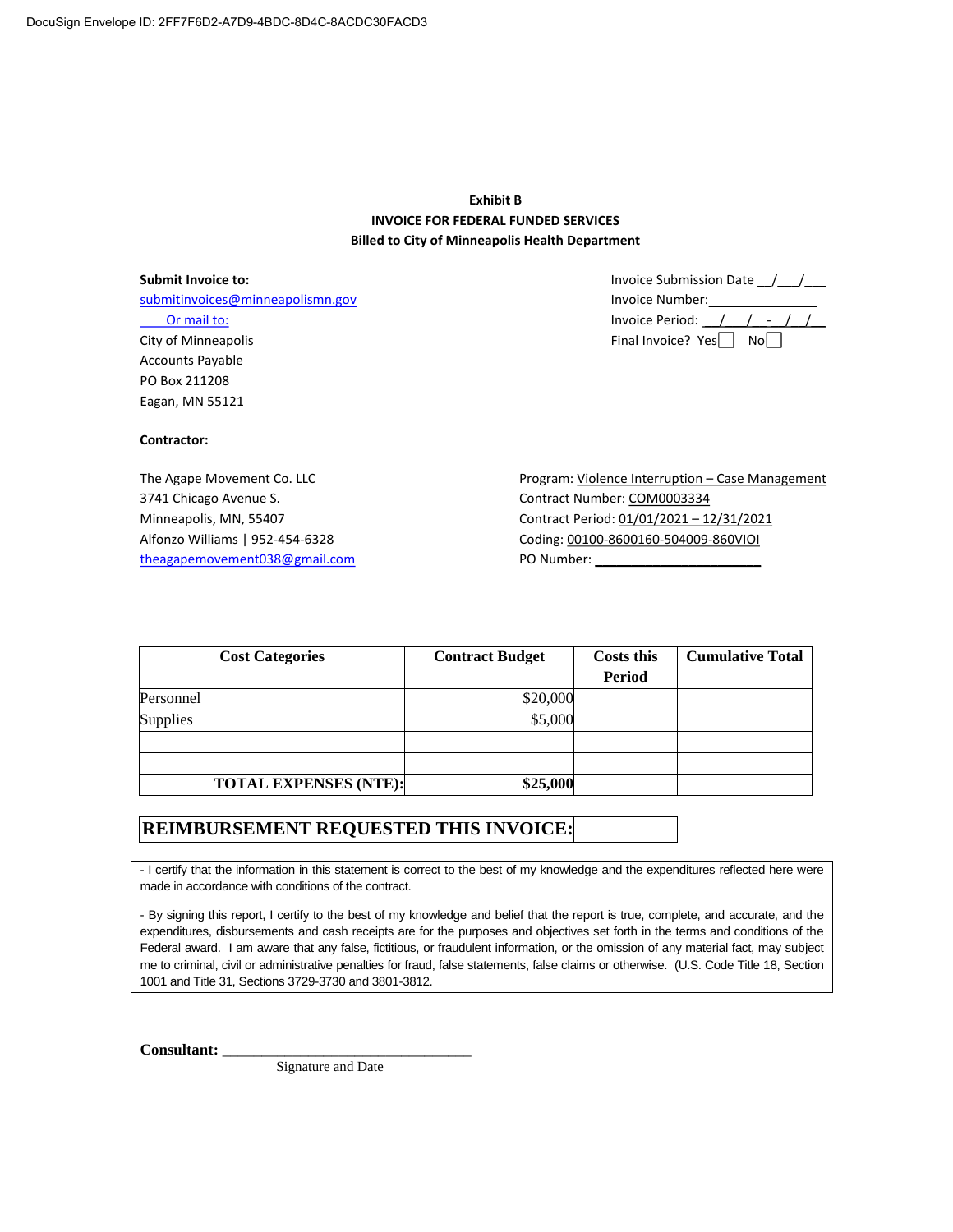**Exhibit B**
**INVOICE FOR FEDERAL FUNDED SERVICES**
**Billed to City of Minneapolis Health Department**

**Submit Invoice to:**
submitinvoices@minneapolismn.gov
Or mail to:
City of Minneapolis
Accounts Payable
PO Box 211208
Eagan, MN 55121

Invoice Submission Date __/___/___
Invoice Number:_______________
Invoice Period: __/__/__ - __/__/__
Final Invoice? Yes☐ No☐

**Contractor:**

The Agape Movement Co. LLC
3741 Chicago Avenue S.
Minneapolis, MN, 55407
Alfonzo Williams | 952-454-6328
theagapemovement038@gmail.com

Program: Violence Interruption – Case Management
Contract Number: COM0003334
Contract Period: 01/01/2021 – 12/31/2021
Coding: 00100-8600160-504009-860VIOI
PO Number: ______________________

| Cost Categories | Contract Budget | Costs this Period | Cumulative Total |
|---|---|---|---|
| Personnel | $20,000 | | |
| Supplies | $5,000 | | |
| | | | |
| | | | |
| **TOTAL EXPENSES (NTE):** | **$25,000** | | |

| **REIMBURSEMENT REQUESTED THIS INVOICE:** | |
|---|---|

- I certify that the information in this statement is correct to the best of my knowledge and the expenditures reflected here were made in accordance with conditions of the contract.

- By signing this report, I certify to the best of my knowledge and belief that the report is true, complete, and accurate, and the expenditures, disbursements and cash receipts are for the purposes and objectives set forth in the terms and conditions of the Federal award. I am aware that any false, fictitious, or fraudulent information, or the omission of any material fact, may subject me to criminal, civil or administrative penalties for fraud, false statements, false claims or otherwise. (U.S. Code Title 18, Section 1001 and Title 31, Sections 3729-3730 and 3801-3812.

**Consultant:** ________________________________
Signature and Date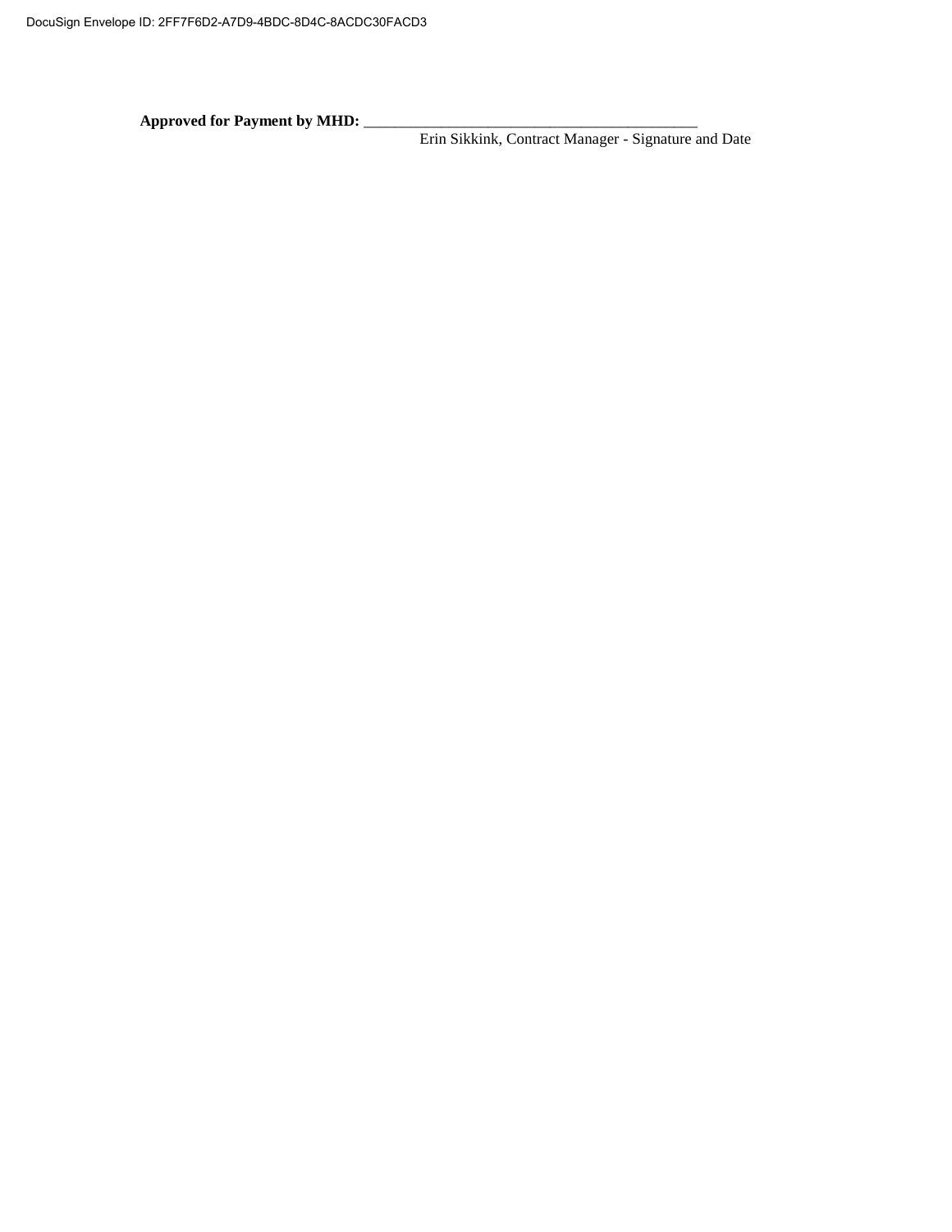**Approved for Payment by MHD:** ___________________________________________

Erin Sikkink, Contract Manager - Signature and Date